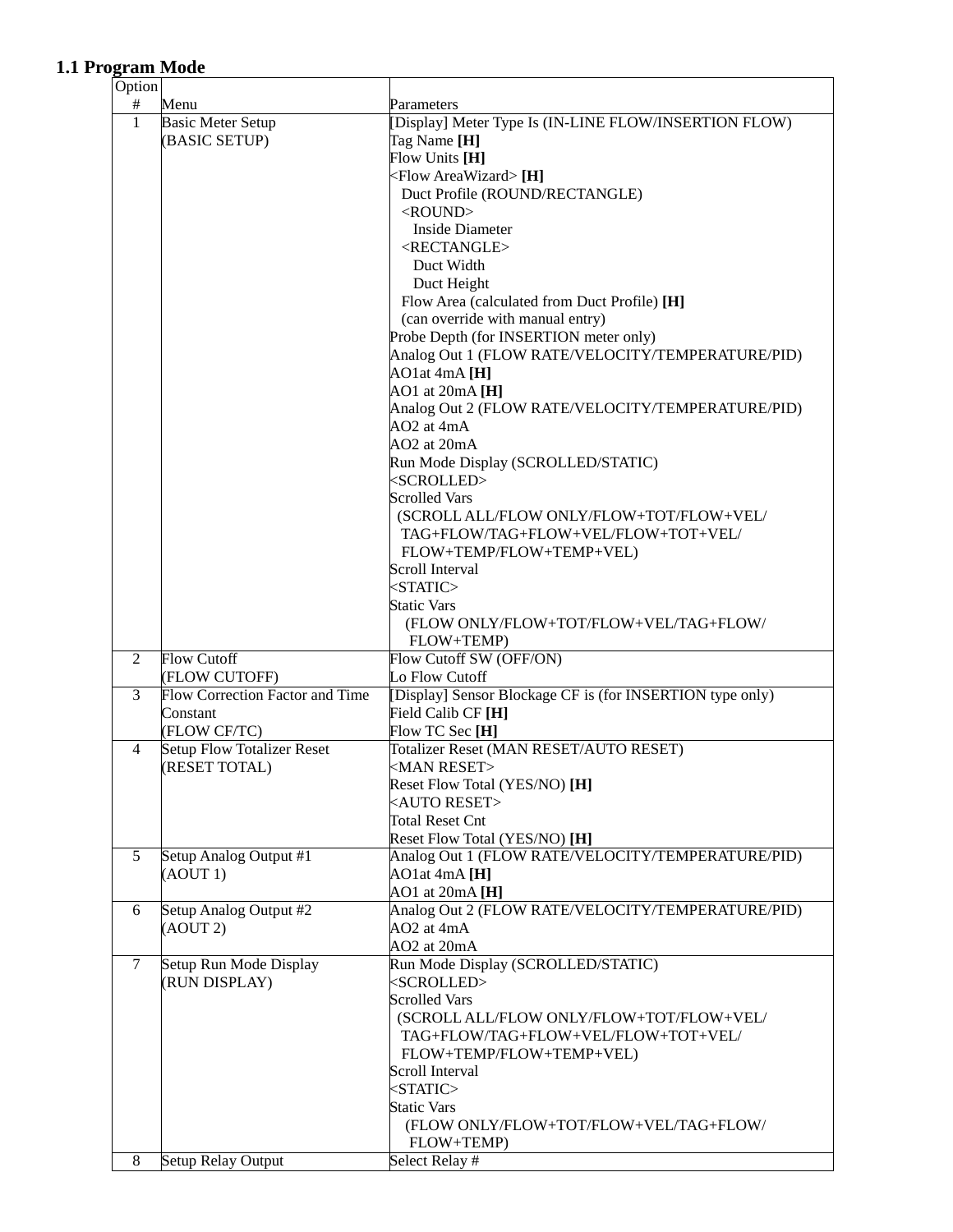## 1.1 Program Mode

| Option # | Menu | Parameters |
|---|---|---|
| 1 | Basic Meter Setup<br>(BASIC SETUP) | [Display] Meter Type Is (IN-LINE FLOW/INSERTION FLOW)<br>Tag Name **[H]**<br>Flow Units **[H]**<br><Flow AreaWizard> **[H]**<br>Duct Profile (ROUND/RECTANGLE)<br><ROUND><br>Inside Diameter<br><RECTANGLE><br>Duct Width<br>Duct Height<br>Flow Area (calculated from Duct Profile) **[H]**<br>(can override with manual entry)<br>Probe Depth (for INSERTION meter only)<br>Analog Out 1 (FLOW RATE/VELOCITY/TEMPERATURE/PID)<br>AO1at 4mA **[H]**<br>AO1 at 20mA **[H]**<br>Analog Out 2 (FLOW RATE/VELOCITY/TEMPERATURE/PID)<br>AO2 at 4mA<br>AO2 at 20mA<br>Run Mode Display (SCROLLED/STATIC)<br><SCROLLED><br>Scrolled Vars<br>(SCROLL ALL/FLOW ONLY/FLOW+TOT/FLOW+VEL/<br>TAG+FLOW/TAG+FLOW+VEL/FLOW+TOT+VEL/<br>FLOW+TEMP/FLOW+TEMP+VEL)<br>Scroll Interval<br><STATIC><br>Static Vars<br>(FLOW ONLY/FLOW+TOT/FLOW+VEL/TAG+FLOW/<br>FLOW+TEMP) |
| 2 | Flow Cutoff<br>(FLOW CUTOFF) | Flow Cutoff SW (OFF/ON)<br>Lo Flow Cutoff |
| 3 | Flow Correction Factor and Time Constant<br>(FLOW CF/TC) | [Display] Sensor Blockage CF is (for INSERTION type only)<br>Field Calib CF **[H]**<br>Flow TC Sec **[H]** |
| 4 | Setup Flow Totalizer Reset<br>(RESET TOTAL) | Totalizer Reset (MAN RESET/AUTO RESET)<br><MAN RESET><br>Reset Flow Total (YES/NO) **[H]**<br><AUTO RESET><br>Total Reset Cnt<br>Reset Flow Total (YES/NO) **[H]** |
| 5 | Setup Analog Output #1<br>(AOUT 1) | Analog Out 1 (FLOW RATE/VELOCITY/TEMPERATURE/PID)<br>AO1at 4mA **[H]**<br>AO1 at 20mA **[H]** |
| 6 | Setup Analog Output #2<br>(AOUT 2) | Analog Out 2 (FLOW RATE/VELOCITY/TEMPERATURE/PID)<br>AO2 at 4mA<br>AO2 at 20mA |
| 7 | Setup Run Mode Display<br>(RUN DISPLAY) | Run Mode Display (SCROLLED/STATIC)<br><SCROLLED><br>Scrolled Vars<br>(SCROLL ALL/FLOW ONLY/FLOW+TOT/FLOW+VEL/<br>TAG+FLOW/TAG+FLOW+VEL/FLOW+TOT+VEL/<br>FLOW+TEMP/FLOW+TEMP+VEL)<br>Scroll Interval<br><STATIC><br>Static Vars<br>(FLOW ONLY/FLOW+TOT/FLOW+VEL/TAG+FLOW/<br>FLOW+TEMP) |
| 8 | Setup Relay Output | Select Relay # |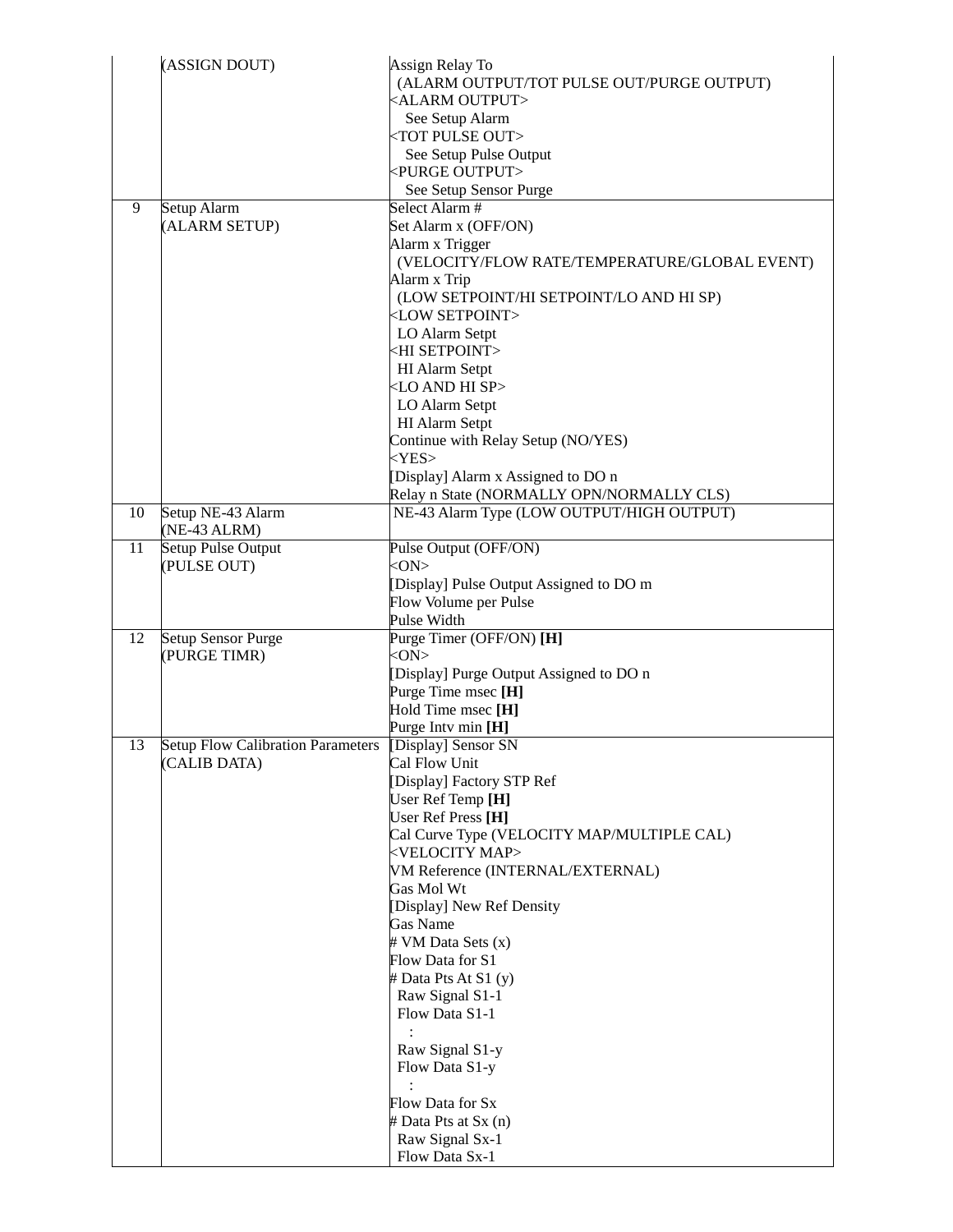| | | |
|---|---|---|
| | (ASSIGN DOUT) | Assign Relay To<br>(ALARM OUTPUT/TOT PULSE OUT/PURGE OUTPUT)<br><ALARM OUTPUT><br>See Setup Alarm<br><TOT PULSE OUT><br>See Setup Pulse Output<br><PURGE OUTPUT><br>See Setup Sensor Purge |
| 9 | Setup Alarm<br>(ALARM SETUP) | Select Alarm #<br>Set Alarm x (OFF/ON)<br>Alarm x Trigger<br>(VELOCITY/FLOW RATE/TEMPERATURE/GLOBAL EVENT)<br>Alarm x Trip<br>(LOW SETPOINT/HI SETPOINT/LO AND HI SP)<br><LOW SETPOINT><br>LO Alarm Setpt<br><HI SETPOINT><br>HI Alarm Setpt<br><LO AND HI SP><br>LO Alarm Setpt<br>HI Alarm Setpt<br>Continue with Relay Setup (NO/YES)<br><YES><br>[Display] Alarm x Assigned to DO n<br>Relay n State (NORMALLY OPN/NORMALLY CLS) |
| 10 | Setup NE-43 Alarm<br>(NE-43 ALRM) | NE-43 Alarm Type (LOW OUTPUT/HIGH OUTPUT) |
| 11 | Setup Pulse Output<br>(PULSE OUT) | Pulse Output (OFF/ON)<br><ON><br>[Display] Pulse Output Assigned to DO m<br>Flow Volume per Pulse<br>Pulse Width |
| 12 | Setup Sensor Purge<br>(PURGE TIMR) | Purge Timer (OFF/ON) **[H]**<br><ON><br>[Display] Purge Output Assigned to DO n<br>Purge Time msec **[H]**<br>Hold Time msec **[H]**<br>Purge Intv min **[H]** |
| 13 | Setup Flow Calibration Parameters<br>(CALIB DATA) | [Display] Sensor SN<br>Cal Flow Unit<br>[Display] Factory STP Ref<br>User Ref Temp **[H]**<br>User Ref Press **[H]**<br>Cal Curve Type (VELOCITY MAP/MULTIPLE CAL)<br><VELOCITY MAP><br>VM Reference (INTERNAL/EXTERNAL)<br>Gas Mol Wt<br>[Display] New Ref Density<br>Gas Name<br># VM Data Sets (x)<br>Flow Data for S1<br># Data Pts At S1 (y)<br>Raw Signal S1-1<br>Flow Data S1-1<br>:<br>Raw Signal S1-y<br>Flow Data S1-y<br>:<br>Flow Data for Sx<br># Data Pts at Sx (n)<br>Raw Signal Sx-1<br>Flow Data Sx-1 |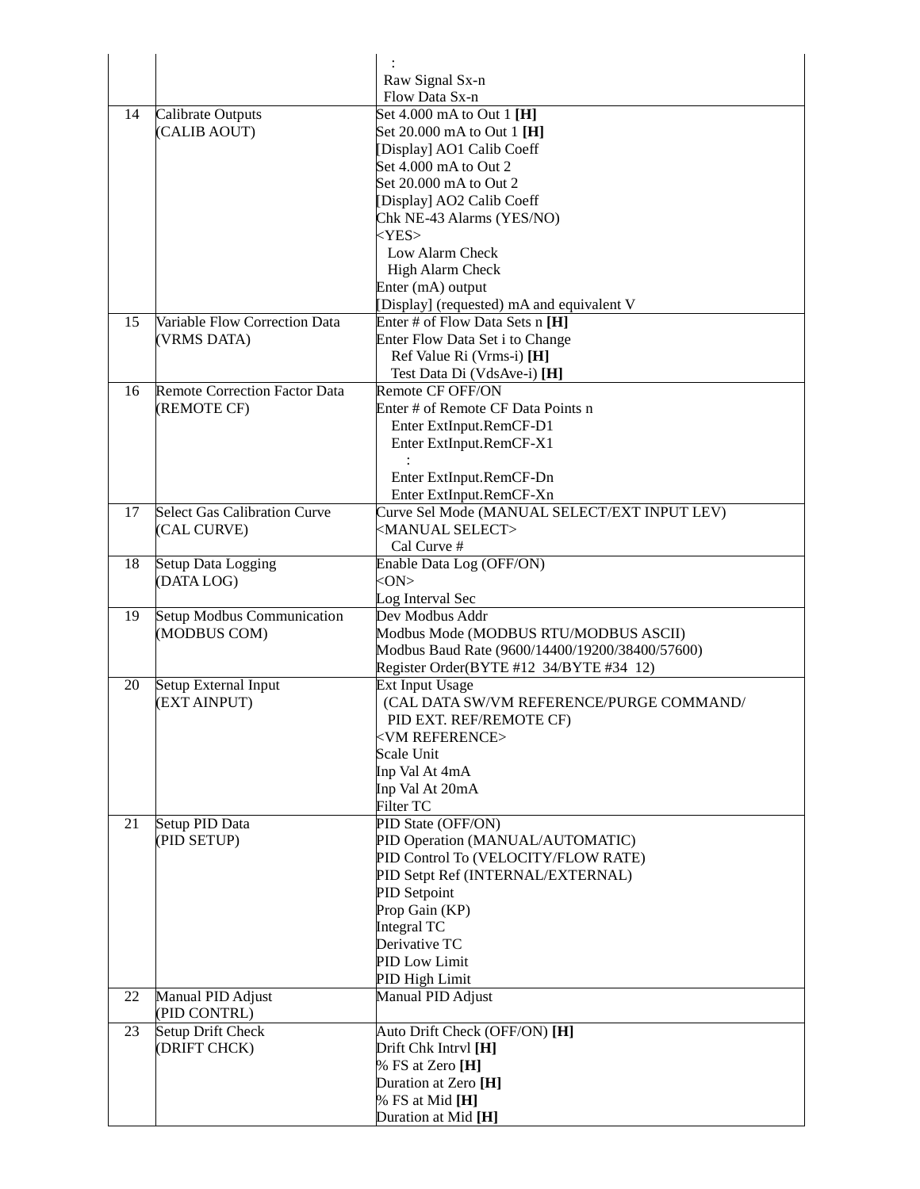| | | : <br> Raw Signal Sx-n <br> Flow Data Sx-n |
|---|---|---|
| 14 | Calibrate Outputs <br> (CALIB AOUT) | Set 4.000 mA to Out 1 **[H]** <br> Set 20.000 mA to Out 1 **[H]** <br> [Display] AO1 Calib Coeff <br> Set 4.000 mA to Out 2 <br> Set 20.000 mA to Out 2 <br> [Display] AO2 Calib Coeff <br> Chk NE-43 Alarms (YES/NO) <br> <YES> <br> Low Alarm Check <br> High Alarm Check <br> Enter (mA) output <br> [Display] (requested) mA and equivalent V |
| 15 | Variable Flow Correction Data <br> (VRMS DATA) | Enter # of Flow Data Sets n **[H]** <br> Enter Flow Data Set i to Change <br> Ref Value Ri (Vrms-i) **[H]** <br> Test Data Di (VdsAve-i) **[H]** |
| 16 | Remote Correction Factor Data <br> (REMOTE CF) | Remote CF OFF/ON <br> Enter # of Remote CF Data Points n <br> Enter ExtInput.RemCF-D1 <br> Enter ExtInput.RemCF-X1 <br> : <br> Enter ExtInput.RemCF-Dn <br> Enter ExtInput.RemCF-Xn |
| 17 | Select Gas Calibration Curve <br> (CAL CURVE) | Curve Sel Mode (MANUAL SELECT/EXT INPUT LEV) <br> <MANUAL SELECT> <br> Cal Curve # |
| 18 | Setup Data Logging <br> (DATA LOG) | Enable Data Log (OFF/ON) <br> <ON> <br> Log Interval Sec |
| 19 | Setup Modbus Communication <br> (MODBUS COM) | Dev Modbus Addr <br> Modbus Mode (MODBUS RTU/MODBUS ASCII) <br> Modbus Baud Rate (9600/14400/19200/38400/57600) <br> Register Order(BYTE #12 34/BYTE #34 12) |
| 20 | Setup External Input <br> (EXT AINPUT) | Ext Input Usage <br> (CAL DATA SW/VM REFERENCE/PURGE COMMAND/ PID EXT. REF/REMOTE CF) <br> <VM REFERENCE> <br> Scale Unit <br> Inp Val At 4mA <br> Inp Val At 20mA <br> Filter TC |
| 21 | Setup PID Data <br> (PID SETUP) | PID State (OFF/ON) <br> PID Operation (MANUAL/AUTOMATIC) <br> PID Control To (VELOCITY/FLOW RATE) <br> PID Setpt Ref (INTERNAL/EXTERNAL) <br> PID Setpoint <br> Prop Gain (KP) <br> Integral TC <br> Derivative TC <br> PID Low Limit <br> PID High Limit |
| 22 | Manual PID Adjust <br> (PID CONTRL) | Manual PID Adjust |
| 23 | Setup Drift Check <br> (DRIFT CHCK) | Auto Drift Check (OFF/ON) **[H]** <br> Drift Chk Intrvl **[H]** <br> % FS at Zero **[H]** <br> Duration at Zero **[H]** <br> % FS at Mid **[H]** <br> Duration at Mid **[H]** |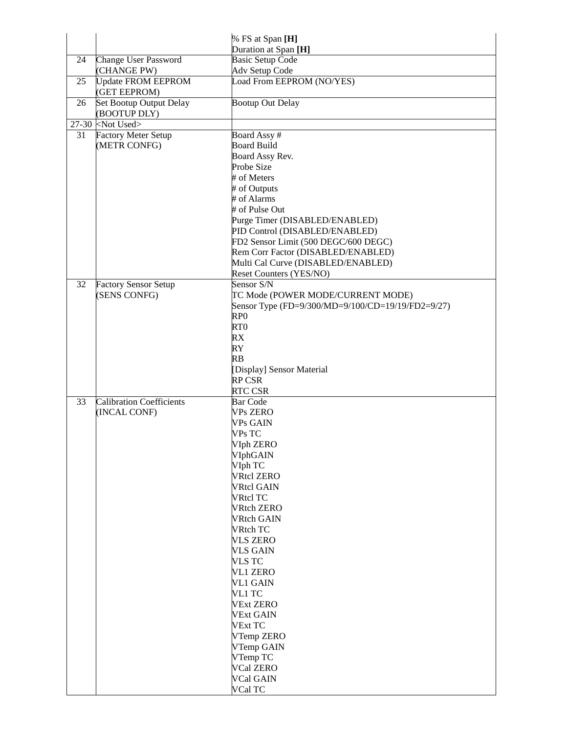| | | |
|---|---|---|
| | | % FS at Span **[H]**<br>Duration at Span **[H]** |
| 24 | Change User Password<br>(CHANGE PW) | Basic Setup Code<br>Adv Setup Code |
| 25 | Update FROM EEPROM<br>(GET EEPROM) | Load From EEPROM (NO/YES) |
| 26 | Set Bootup Output Delay<br>(BOOTUP DLY) | Bootup Out Delay |
| 27-30 | <Not Used> | |
| 31 | Factory Meter Setup<br>(METR CONFG) | Board Assy #<br>Board Build<br>Board Assy Rev.<br>Probe Size<br># of Meters<br># of Outputs<br># of Alarms<br># of Pulse Out<br>Purge Timer (DISABLED/ENABLED)<br>PID Control (DISABLED/ENABLED)<br>FD2 Sensor Limit (500 DEGC/600 DEGC)<br>Rem Corr Factor (DISABLED/ENABLED)<br>Multi Cal Curve (DISABLED/ENABLED)<br>Reset Counters (YES/NO) |
| 32 | Factory Sensor Setup<br>(SENS CONFG) | Sensor S/N<br>TC Mode (POWER MODE/CURRENT MODE)<br>Sensor Type (FD=9/300/MD=9/100/CD=19/19/FD2=9/27)<br>RP0<br>RT0<br>RX<br>RY<br>RB<br>[Display] Sensor Material<br>RP CSR<br>RTC CSR |
| 33 | Calibration Coefficients<br>(INCAL CONF) | Bar Code<br>VPs ZERO<br>VPs GAIN<br>VPs TC<br>VIph ZERO<br>VIphGAIN<br>VIph TC<br>VRtcl ZERO<br>VRtcl GAIN<br>VRtcl TC<br>VRtch ZERO<br>VRtch GAIN<br>VRtch TC<br>VLS ZERO<br>VLS GAIN<br>VLS TC<br>VL1 ZERO<br>VL1 GAIN<br>VL1 TC<br>VExt ZERO<br>VExt GAIN<br>VExt TC<br>VTemp ZERO<br>VTemp GAIN<br>VTemp TC<br>VCal ZERO<br>VCal GAIN<br>VCal TC |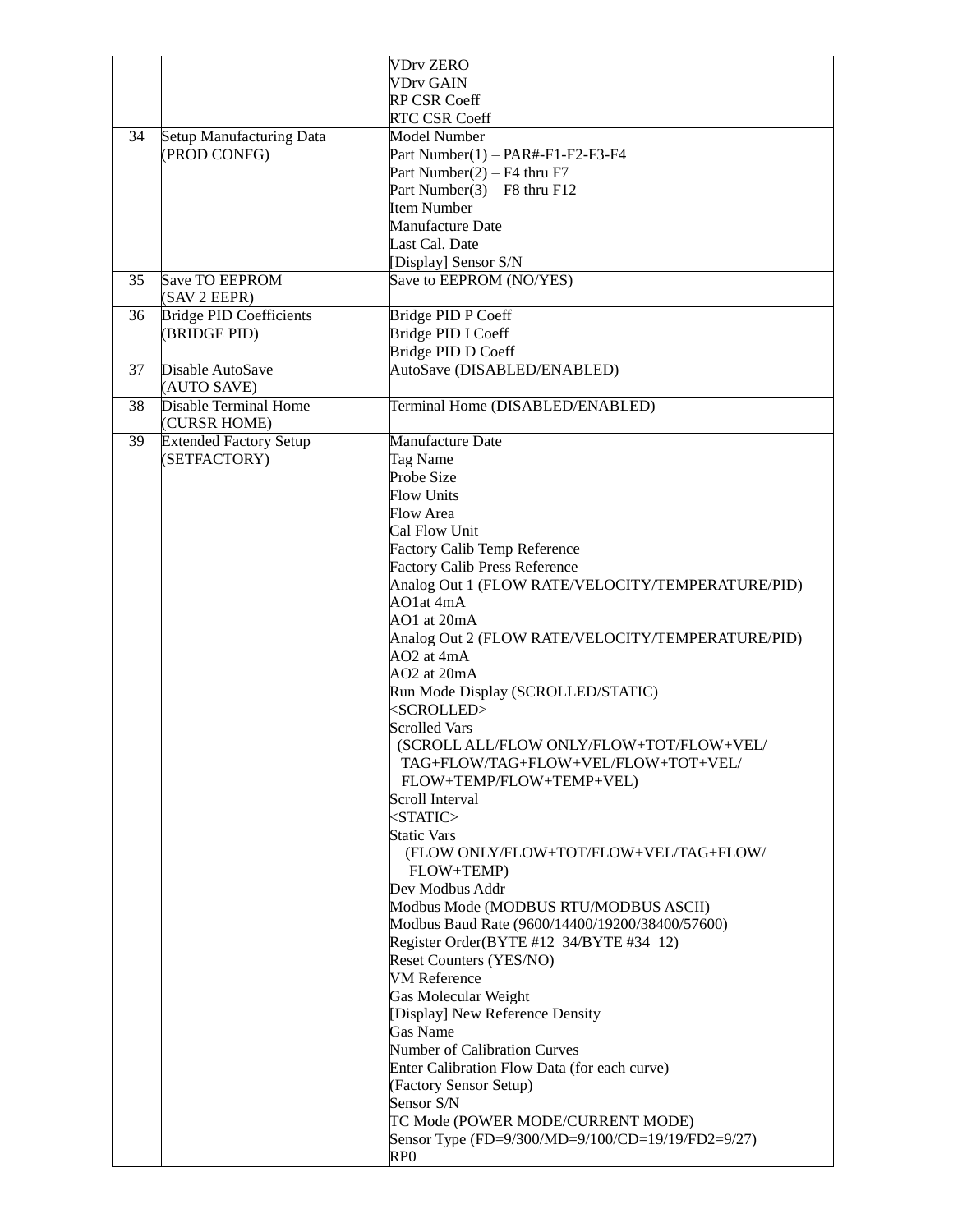| | | |
|---|---|---|
| | | VDrv ZERO<br>VDrv GAIN<br>RP CSR Coeff<br>RTC CSR Coeff |
| 34 | Setup Manufacturing Data<br>(PROD CONFG) | Model Number<br>Part Number(1) – PAR#-F1-F2-F3-F4<br>Part Number(2) – F4 thru F7<br>Part Number(3) – F8 thru F12<br>Item Number<br>Manufacture Date<br>Last Cal. Date<br>[Display] Sensor S/N |
| 35 | Save TO EEPROM<br>(SAV 2 EEPR) | Save to EEPROM (NO/YES) |
| 36 | Bridge PID Coefficients<br>(BRIDGE PID) | Bridge PID P Coeff<br>Bridge PID I Coeff<br>Bridge PID D Coeff |
| 37 | Disable AutoSave<br>(AUTO SAVE) | AutoSave (DISABLED/ENABLED) |
| 38 | Disable Terminal Home<br>(CURSR HOME) | Terminal Home (DISABLED/ENABLED) |
| 39 | Extended Factory Setup<br>(SETFACTORY) | Manufacture Date<br>Tag Name<br>Probe Size<br>Flow Units<br>Flow Area<br>Cal Flow Unit<br>Factory Calib Temp Reference<br>Factory Calib Press Reference<br>Analog Out 1 (FLOW RATE/VELOCITY/TEMPERATURE/PID)<br>AO1at 4mA<br>AO1 at 20mA<br>Analog Out 2 (FLOW RATE/VELOCITY/TEMPERATURE/PID)<br>AO2 at 4mA<br>AO2 at 20mA<br>Run Mode Display (SCROLLED/STATIC)<br>&lt;SCROLLED&gt;<br>Scrolled Vars<br>(SCROLL ALL/FLOW ONLY/FLOW+TOT/FLOW+VEL/ TAG+FLOW/TAG+FLOW+VEL/FLOW+TOT+VEL/ FLOW+TEMP/FLOW+TEMP+VEL)<br>Scroll Interval<br>&lt;STATIC&gt;<br>Static Vars<br>(FLOW ONLY/FLOW+TOT/FLOW+VEL/TAG+FLOW/ FLOW+TEMP)<br>Dev Modbus Addr<br>Modbus Mode (MODBUS RTU/MODBUS ASCII)<br>Modbus Baud Rate (9600/14400/19200/38400/57600)<br>Register Order(BYTE #12 34/BYTE #34 12)<br>Reset Counters (YES/NO)<br>VM Reference<br>Gas Molecular Weight<br>[Display] New Reference Density<br>Gas Name<br>Number of Calibration Curves<br>Enter Calibration Flow Data (for each curve)<br>(Factory Sensor Setup)<br>Sensor S/N<br>TC Mode (POWER MODE/CURRENT MODE)<br>Sensor Type (FD=9/300/MD=9/100/CD=19/19/FD2=9/27)<br>RP0 |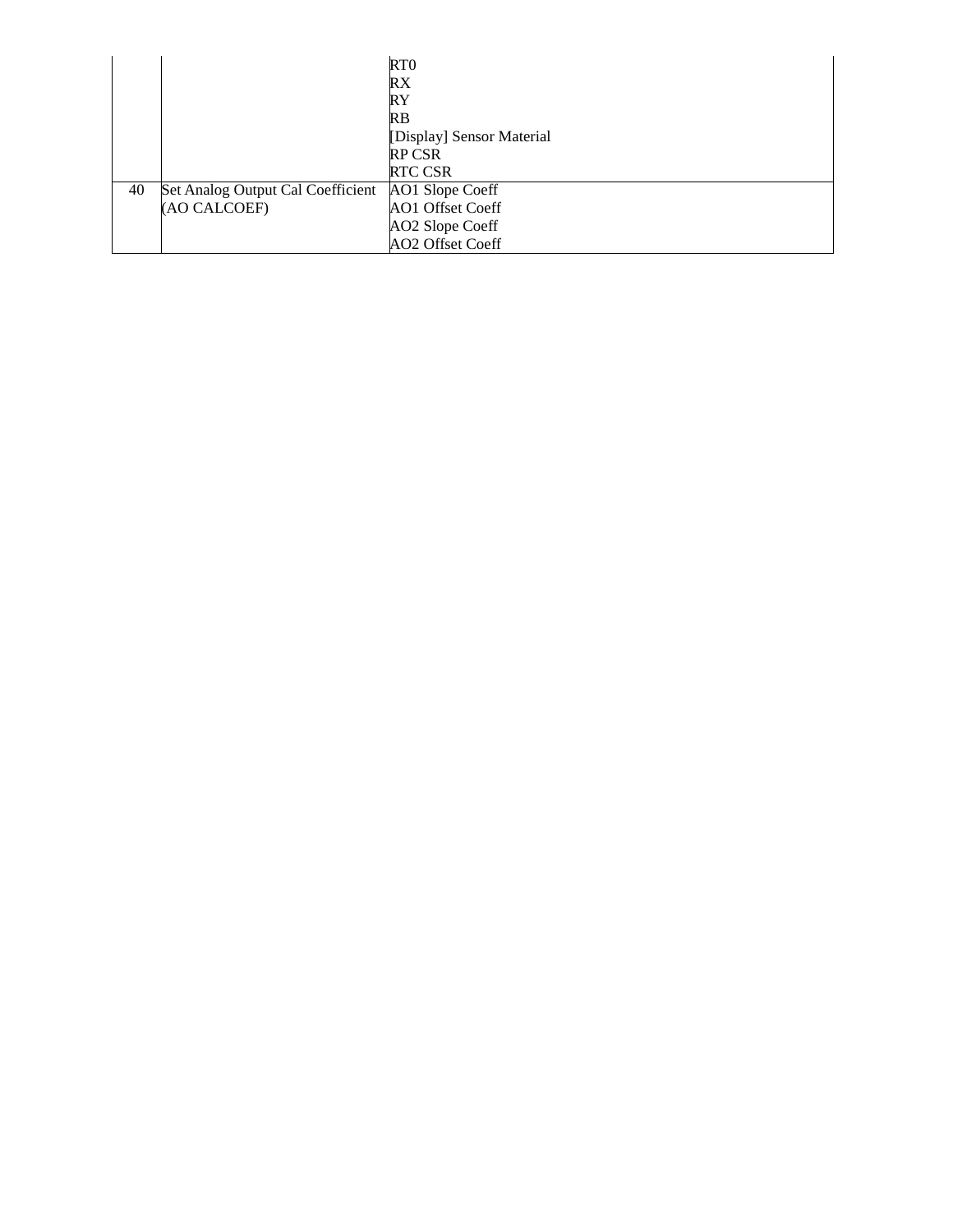| | | |
|---|---|---|
| | | RT0<br>RX<br>RY<br>RB<br>[Display] Sensor Material<br>RP CSR<br>RTC CSR |
| 40 | Set Analog Output Cal Coefficient (AO CALCOEF) | AO1 Slope Coeff<br>AO1 Offset Coeff<br>AO2 Slope Coeff<br>AO2 Offset Coeff |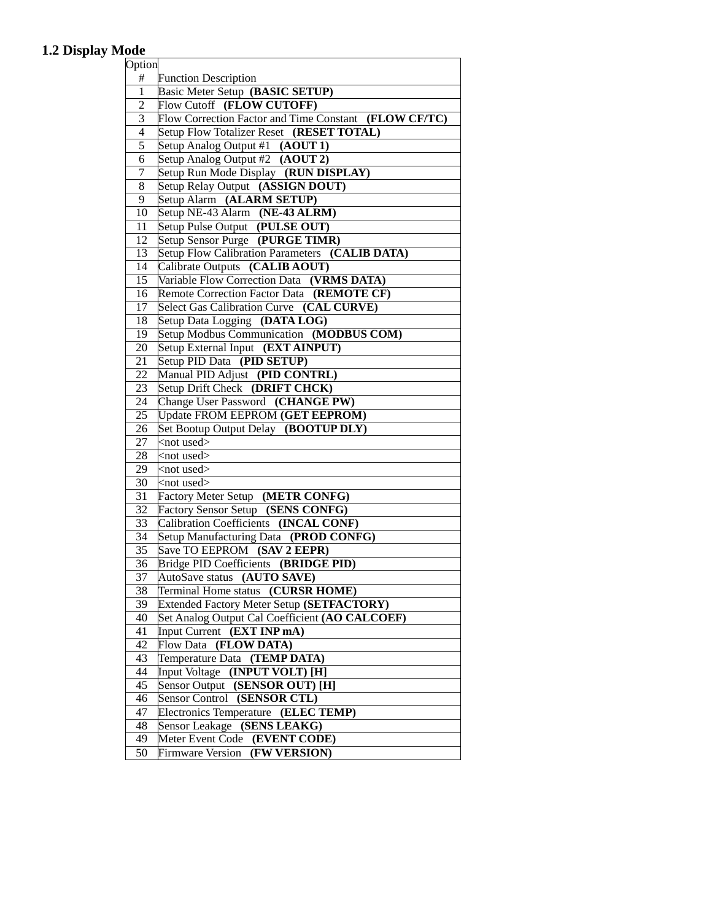## 1.2 Display Mode

| Option # | Function Description |
|---|---|
| 1 | Basic Meter Setup **(BASIC SETUP)** |
| 2 | Flow Cutoff **(FLOW CUTOFF)** |
| 3 | Flow Correction Factor and Time Constant **(FLOW CF/TC)** |
| 4 | Setup Flow Totalizer Reset **(RESET TOTAL)** |
| 5 | Setup Analog Output #1 **(AOUT 1)** |
| 6 | Setup Analog Output #2 **(AOUT 2)** |
| 7 | Setup Run Mode Display **(RUN DISPLAY)** |
| 8 | Setup Relay Output **(ASSIGN DOUT)** |
| 9 | Setup Alarm **(ALARM SETUP)** |
| 10 | Setup NE-43 Alarm **(NE-43 ALRM)** |
| 11 | Setup Pulse Output **(PULSE OUT)** |
| 12 | Setup Sensor Purge **(PURGE TIMR)** |
| 13 | Setup Flow Calibration Parameters **(CALIB DATA)** |
| 14 | Calibrate Outputs **(CALIB AOUT)** |
| 15 | Variable Flow Correction Data **(VRMS DATA)** |
| 16 | Remote Correction Factor Data **(REMOTE CF)** |
| 17 | Select Gas Calibration Curve **(CAL CURVE)** |
| 18 | Setup Data Logging **(DATA LOG)** |
| 19 | Setup Modbus Communication **(MODBUS COM)** |
| 20 | Setup External Input **(EXT AINPUT)** |
| 21 | Setup PID Data **(PID SETUP)** |
| 22 | Manual PID Adjust **(PID CONTRL)** |
| 23 | Setup Drift Check **(DRIFT CHCK)** |
| 24 | Change User Password **(CHANGE PW)** |
| 25 | Update FROM EEPROM **(GET EEPROM)** |
| 26 | Set Bootup Output Delay **(BOOTUP DLY)** |
| 27 | <not used> |
| 28 | <not used> |
| 29 | <not used> |
| 30 | <not used> |
| 31 | Factory Meter Setup **(METR CONFG)** |
| 32 | Factory Sensor Setup **(SENS CONFG)** |
| 33 | Calibration Coefficients **(INCAL CONF)** |
| 34 | Setup Manufacturing Data **(PROD CONFG)** |
| 35 | Save TO EEPROM **(SAV 2 EEPR)** |
| 36 | Bridge PID Coefficients **(BRIDGE PID)** |
| 37 | AutoSave status **(AUTO SAVE)** |
| 38 | Terminal Home status **(CURSR HOME)** |
| 39 | Extended Factory Meter Setup **(SETFACTORY)** |
| 40 | Set Analog Output Cal Coefficient **(AO CALCOEF)** |
| 41 | Input Current **(EXT INP mA)** |
| 42 | Flow Data **(FLOW DATA)** |
| 43 | Temperature Data **(TEMP DATA)** |
| 44 | Input Voltage **(INPUT VOLT) [H]** |
| 45 | Sensor Output **(SENSOR OUT) [H]** |
| 46 | Sensor Control **(SENSOR CTL)** |
| 47 | Electronics Temperature **(ELEC TEMP)** |
| 48 | Sensor Leakage **(SENS LEAKG)** |
| 49 | Meter Event Code **(EVENT CODE)** |
| 50 | Firmware Version **(FW VERSION)** |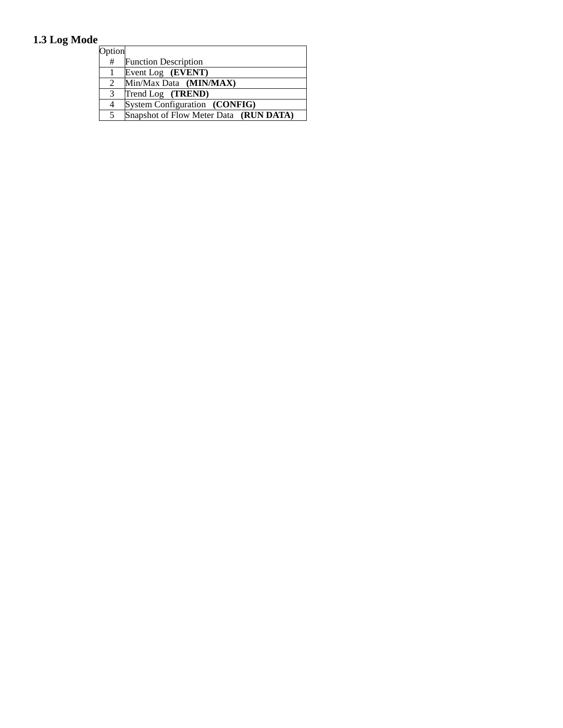### 1.3 Log Mode

| Option # | Function Description |
|---|---|
| 1 | Event Log **(EVENT)** |
| 2 | Min/Max Data **(MIN/MAX)** |
| 3 | Trend Log **(TREND)** |
| 4 | System Configuration **(CONFIG)** |
| 5 | Snapshot of Flow Meter Data **(RUN DATA)** |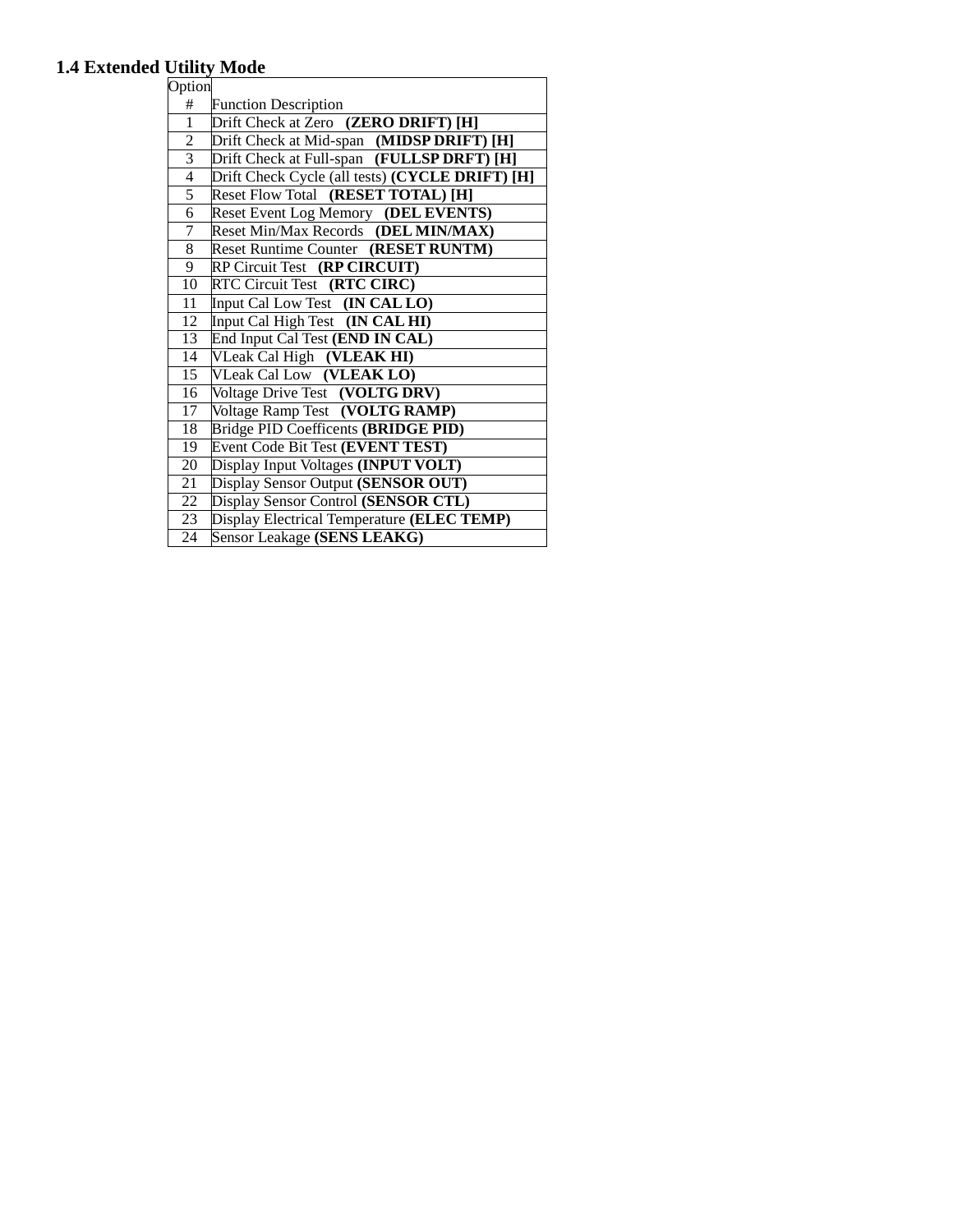## 1.4 Extended Utility Mode

| Option # | Function Description |
|---|---|
| 1 | Drift Check at Zero **(ZERO DRIFT) [H]** |
| 2 | Drift Check at Mid-span **(MIDSP DRIFT) [H]** |
| 3 | Drift Check at Full-span **(FULLSP DRFT) [H]** |
| 4 | Drift Check Cycle (all tests) **(CYCLE DRIFT) [H]** |
| 5 | Reset Flow Total **(RESET TOTAL) [H]** |
| 6 | Reset Event Log Memory **(DEL EVENTS)** |
| 7 | Reset Min/Max Records **(DEL MIN/MAX)** |
| 8 | Reset Runtime Counter **(RESET RUNTM)** |
| 9 | RP Circuit Test **(RP CIRCUIT)** |
| 10 | RTC Circuit Test **(RTC CIRC)** |
| 11 | Input Cal Low Test **(IN CAL LO)** |
| 12 | Input Cal High Test **(IN CAL HI)** |
| 13 | End Input Cal Test **(END IN CAL)** |
| 14 | VLeak Cal High **(VLEAK HI)** |
| 15 | VLeak Cal Low **(VLEAK LO)** |
| 16 | Voltage Drive Test **(VOLTG DRV)** |
| 17 | Voltage Ramp Test **(VOLTG RAMP)** |
| 18 | Bridge PID Coefficents **(BRIDGE PID)** |
| 19 | Event Code Bit Test **(EVENT TEST)** |
| 20 | Display Input Voltages **(INPUT VOLT)** |
| 21 | Display Sensor Output **(SENSOR OUT)** |
| 22 | Display Sensor Control **(SENSOR CTL)** |
| 23 | Display Electrical Temperature **(ELEC TEMP)** |
| 24 | Sensor Leakage **(SENS LEAKG)** |